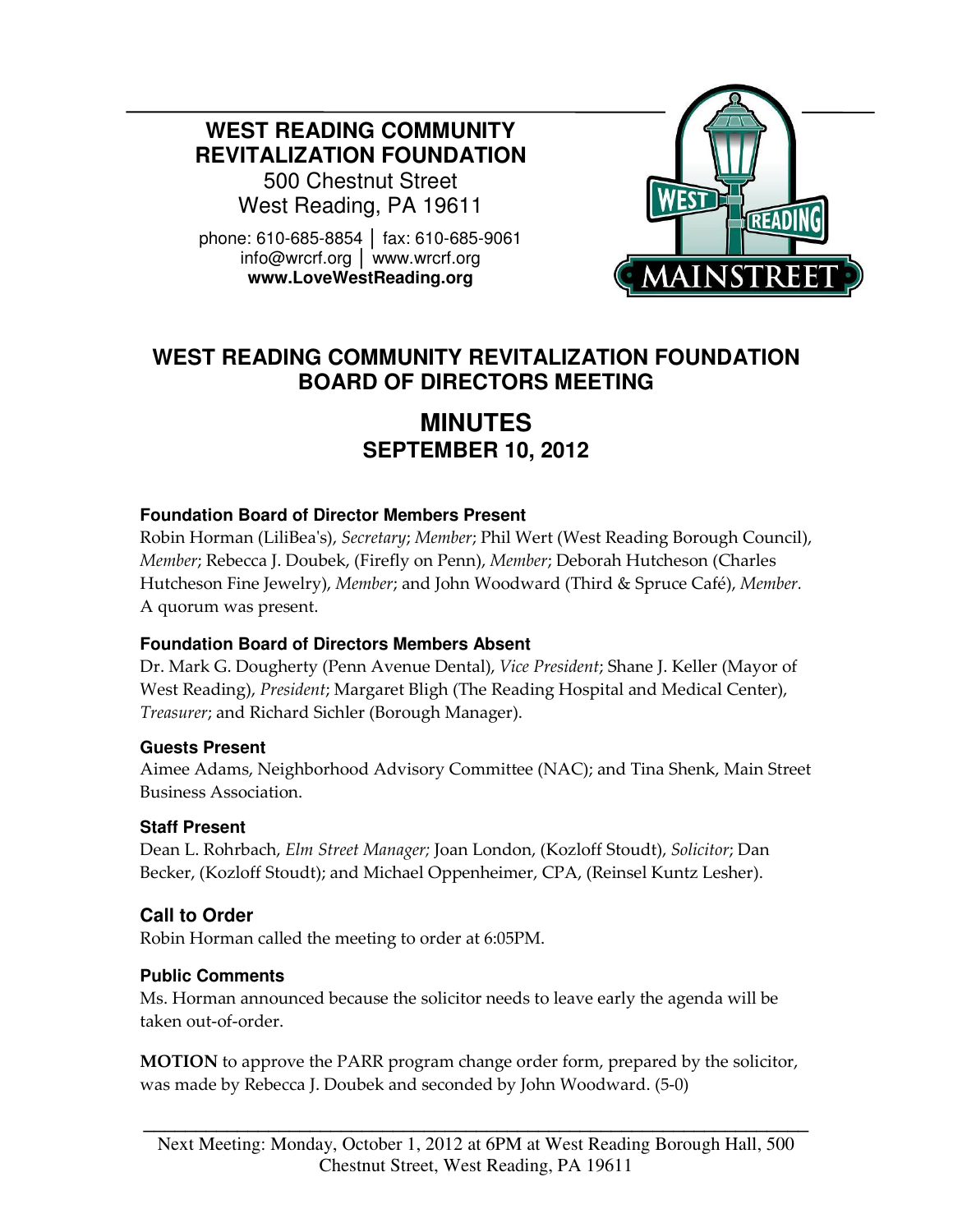**WEST READING COMMUNITY REVITALIZATION FOUNDATION**
500 Chestnut Street
West Reading, PA 19611

phone: 610-685-8854 │ fax: 610-685-9061
info@wrcrf.org │ www.wrcrf.org
**www.LoveWestReading.org**

# WEST READING COMMUNITY REVITALIZATION FOUNDATION BOARD OF DIRECTORS MEETING

## MINUTES
## SEPTEMBER 10, 2012

### Foundation Board of Director Members Present

Robin Horman (LiliBea's), *Secretary*; *Member*; Phil Wert (West Reading Borough Council), *Member*; Rebecca J. Doubek, (Firefly on Penn), *Member*; Deborah Hutcheson (Charles Hutcheson Fine Jewelry), *Member*; and John Woodward (Third & Spruce Café), *Member*. A quorum was present.

### Foundation Board of Directors Members Absent

Dr. Mark G. Dougherty (Penn Avenue Dental), *Vice President*; Shane J. Keller (Mayor of West Reading), *President*; Margaret Bligh (The Reading Hospital and Medical Center), *Treasurer*; and Richard Sichler (Borough Manager).

### Guests Present

Aimee Adams, Neighborhood Advisory Committee (NAC); and Tina Shenk, Main Street Business Association.

### Staff Present

Dean L. Rohrbach, *Elm Street Manager;* Joan London, (Kozloff Stoudt), *Solicitor*; Dan Becker, (Kozloff Stoudt); and Michael Oppenheimer, CPA, (Reinsel Kuntz Lesher).

### Call to Order

Robin Horman called the meeting to order at 6:05PM.

### Public Comments

Ms. Horman announced because the solicitor needs to leave early the agenda will be taken out-of-order.

**MOTION** to approve the PARR program change order form, prepared by the solicitor, was made by Rebecca J. Doubek and seconded by John Woodward. (5-0)

Next Meeting: Monday, October 1, 2012 at 6PM at West Reading Borough Hall, 500 Chestnut Street, West Reading, PA 19611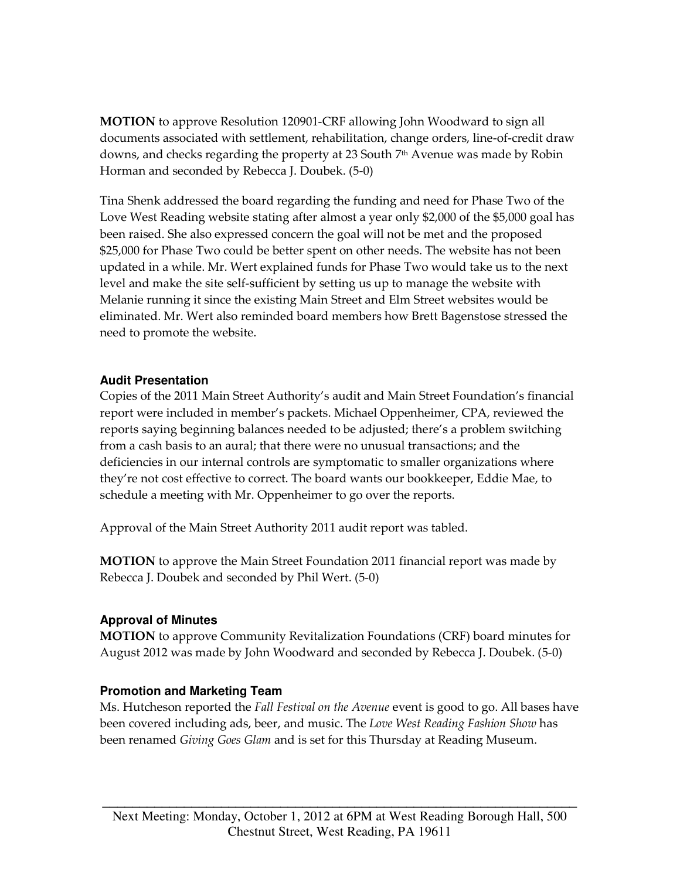**MOTION** to approve Resolution 120901-CRF allowing John Woodward to sign all documents associated with settlement, rehabilitation, change orders, line-of-credit draw downs, and checks regarding the property at 23 South 7th Avenue was made by Robin Horman and seconded by Rebecca J. Doubek. (5-0)

Tina Shenk addressed the board regarding the funding and need for Phase Two of the Love West Reading website stating after almost a year only $2,000 of the $5,000 goal has been raised. She also expressed concern the goal will not be met and the proposed $25,000 for Phase Two could be better spent on other needs. The website has not been updated in a while. Mr. Wert explained funds for Phase Two would take us to the next level and make the site self-sufficient by setting us up to manage the website with Melanie running it since the existing Main Street and Elm Street websites would be eliminated. Mr. Wert also reminded board members how Brett Bagenstose stressed the need to promote the website.

### Audit Presentation

Copies of the 2011 Main Street Authority's audit and Main Street Foundation's financial report were included in member's packets. Michael Oppenheimer, CPA, reviewed the reports saying beginning balances needed to be adjusted; there's a problem switching from a cash basis to an aural; that there were no unusual transactions; and the deficiencies in our internal controls are symptomatic to smaller organizations where they're not cost effective to correct. The board wants our bookkeeper, Eddie Mae, to schedule a meeting with Mr. Oppenheimer to go over the reports.

Approval of the Main Street Authority 2011 audit report was tabled.

**MOTION** to approve the Main Street Foundation 2011 financial report was made by Rebecca J. Doubek and seconded by Phil Wert. (5-0)

### Approval of Minutes

**MOTION** to approve Community Revitalization Foundations (CRF) board minutes for August 2012 was made by John Woodward and seconded by Rebecca J. Doubek. (5-0)

### Promotion and Marketing Team

Ms. Hutcheson reported the *Fall Festival on the Avenue* event is good to go. All bases have been covered including ads, beer, and music. The *Love West Reading Fashion Show* has been renamed *Giving Goes Glam* and is set for this Thursday at Reading Museum.

Next Meeting: Monday, October 1, 2012 at 6PM at West Reading Borough Hall, 500 Chestnut Street, West Reading, PA 19611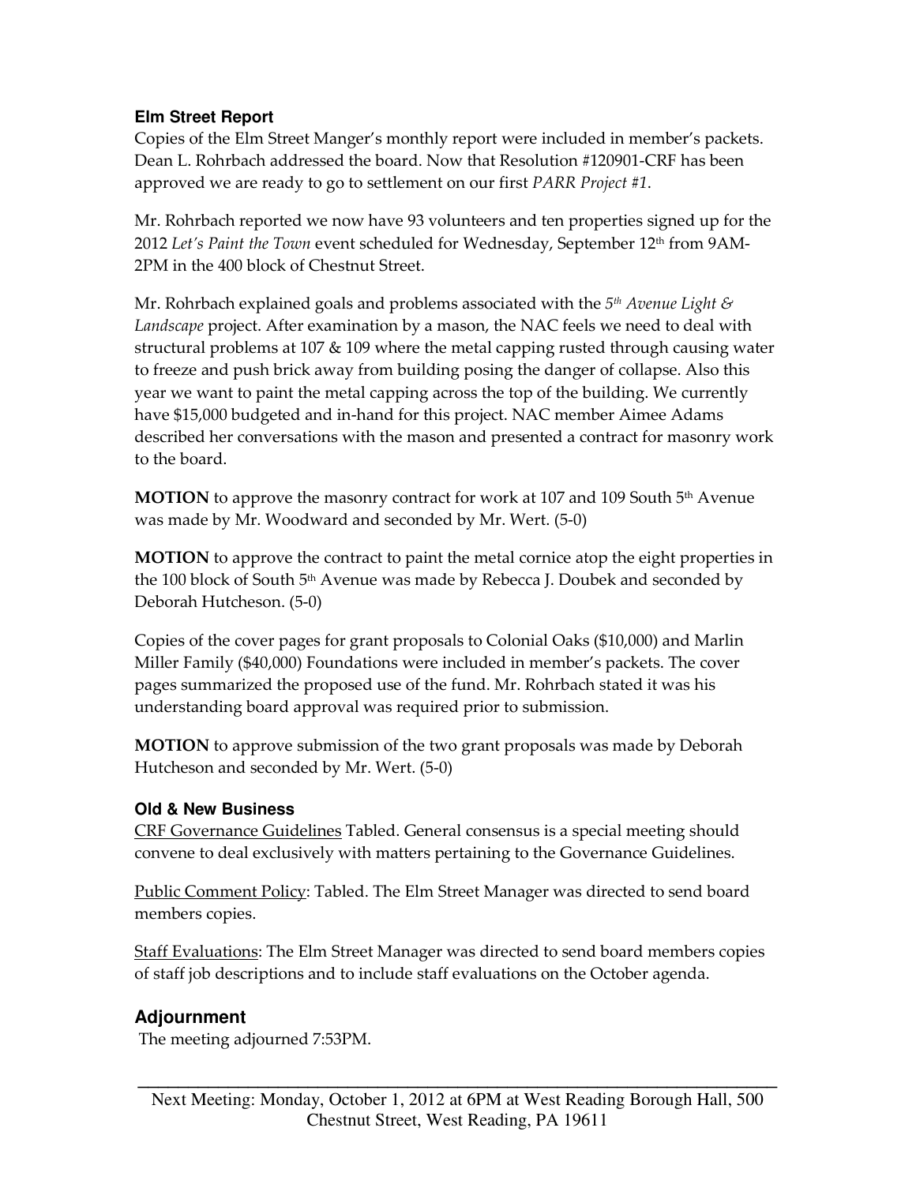### Elm Street Report

Copies of the Elm Street Manger's monthly report were included in member's packets. Dean L. Rohrbach addressed the board. Now that Resolution #120901-CRF has been approved we are ready to go to settlement on our first *PARR Project #1*.

Mr. Rohrbach reported we now have 93 volunteers and ten properties signed up for the 2012 *Let's Paint the Town* event scheduled for Wednesday, September 12th from 9AM-2PM in the 400 block of Chestnut Street.

Mr. Rohrbach explained goals and problems associated with the *5th Avenue Light & Landscape* project. After examination by a mason, the NAC feels we need to deal with structural problems at 107 & 109 where the metal capping rusted through causing water to freeze and push brick away from building posing the danger of collapse. Also this year we want to paint the metal capping across the top of the building. We currently have $15,000 budgeted and in-hand for this project. NAC member Aimee Adams described her conversations with the mason and presented a contract for masonry work to the board.

**MOTION** to approve the masonry contract for work at 107 and 109 South 5th Avenue was made by Mr. Woodward and seconded by Mr. Wert. (5-0)

**MOTION** to approve the contract to paint the metal cornice atop the eight properties in the 100 block of South 5th Avenue was made by Rebecca J. Doubek and seconded by Deborah Hutcheson. (5-0)

Copies of the cover pages for grant proposals to Colonial Oaks ($10,000) and Marlin Miller Family ($40,000) Foundations were included in member's packets. The cover pages summarized the proposed use of the fund. Mr. Rohrbach stated it was his understanding board approval was required prior to submission.

**MOTION** to approve submission of the two grant proposals was made by Deborah Hutcheson and seconded by Mr. Wert. (5-0)

### Old & New Business

CRF Governance Guidelines Tabled. General consensus is a special meeting should convene to deal exclusively with matters pertaining to the Governance Guidelines.

Public Comment Policy: Tabled. The Elm Street Manager was directed to send board members copies.

Staff Evaluations: The Elm Street Manager was directed to send board members copies of staff job descriptions and to include staff evaluations on the October agenda.

## Adjournment

The meeting adjourned 7:53PM.

---

Next Meeting: Monday, October 1, 2012 at 6PM at West Reading Borough Hall, 500 Chestnut Street, West Reading, PA 19611